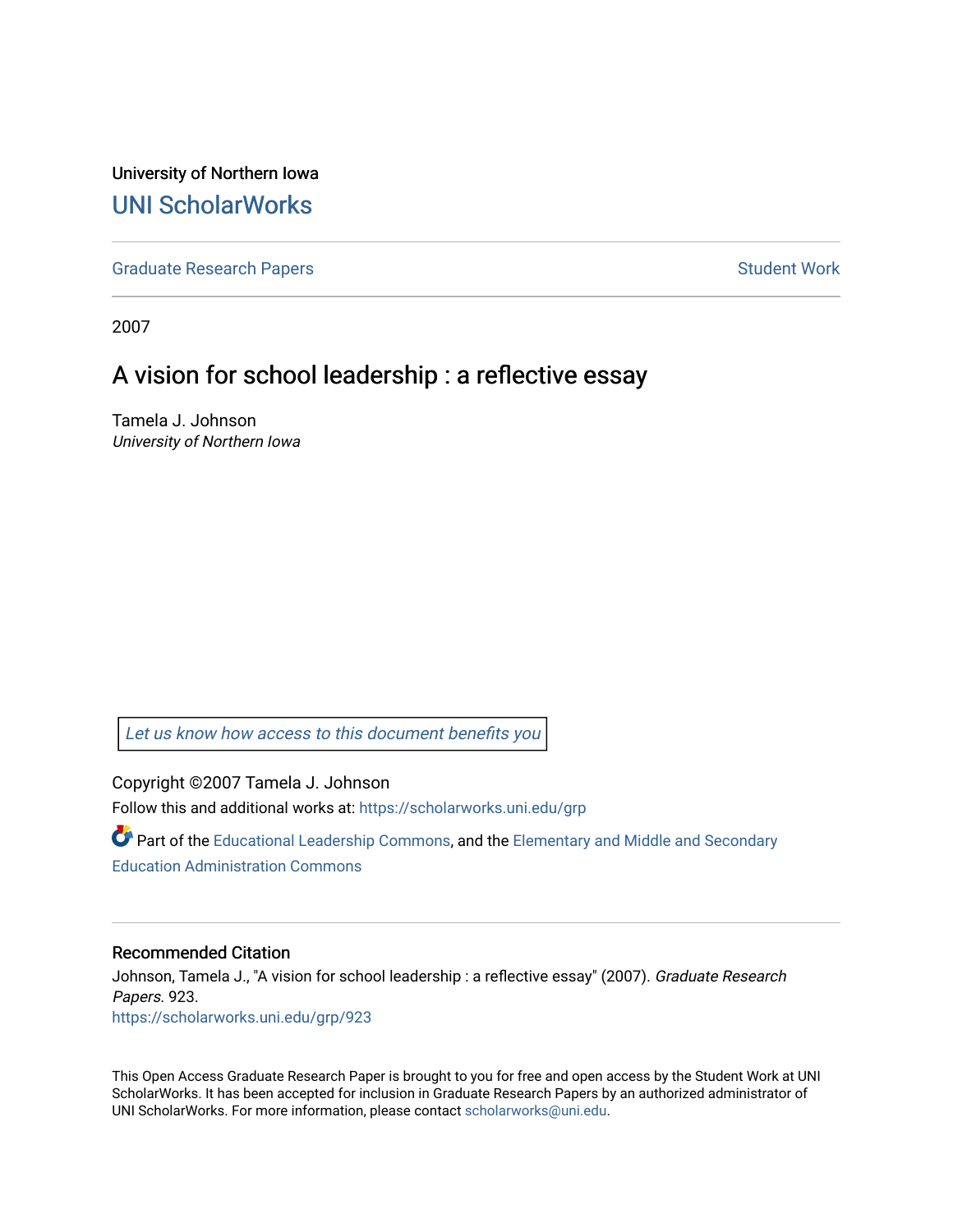University of Northern Iowa

# UNI ScholarWorks

Graduate Research Papers | Student Work

2007

## A vision for school leadership : a reflective essay

Tamela J. Johnson

*University of Northern Iowa*

*Let us know how access to this document benefits you*

Copyright ©2007 Tamela J. Johnson

Follow this and additional works at: https://scholarworks.uni.edu/grp

Part of the Educational Leadership Commons, and the Elementary and Middle and Secondary Education Administration Commons

### Recommended Citation

Johnson, Tamela J., "A vision for school leadership : a reflective essay" (2007). *Graduate Research Papers*. 923.

https://scholarworks.uni.edu/grp/923

This Open Access Graduate Research Paper is brought to you for free and open access by the Student Work at UNI ScholarWorks. It has been accepted for inclusion in Graduate Research Papers by an authorized administrator of UNI ScholarWorks. For more information, please contact scholarworks@uni.edu.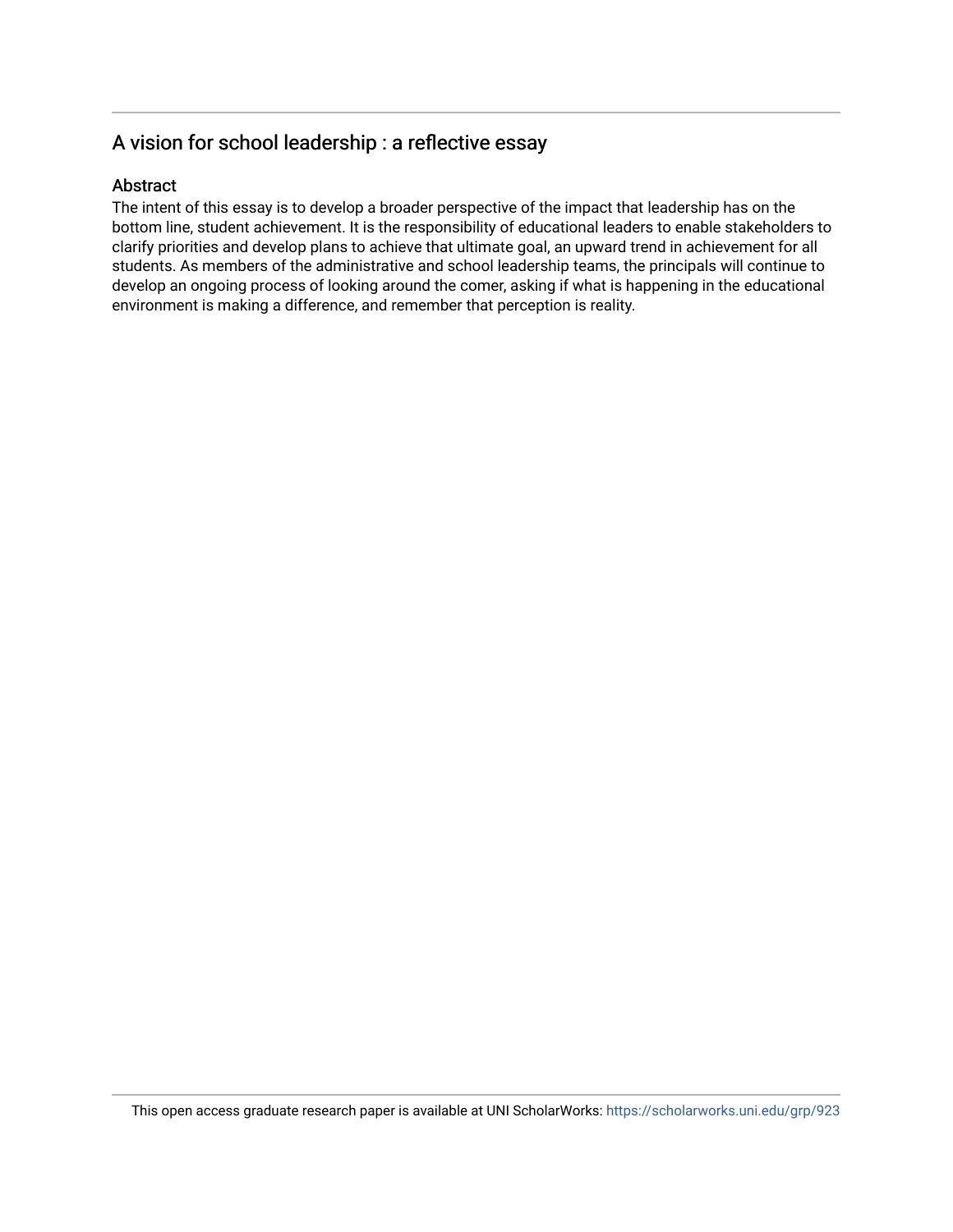## A vision for school leadership : a reflective essay

### Abstract

The intent of this essay is to develop a broader perspective of the impact that leadership has on the bottom line, student achievement. It is the responsibility of educational leaders to enable stakeholders to clarify priorities and develop plans to achieve that ultimate goal, an upward trend in achievement for all students. As members of the administrative and school leadership teams, the principals will continue to develop an ongoing process of looking around the comer, asking if what is happening in the educational environment is making a difference, and remember that perception is reality.

This open access graduate research paper is available at UNI ScholarWorks: https://scholarworks.uni.edu/grp/923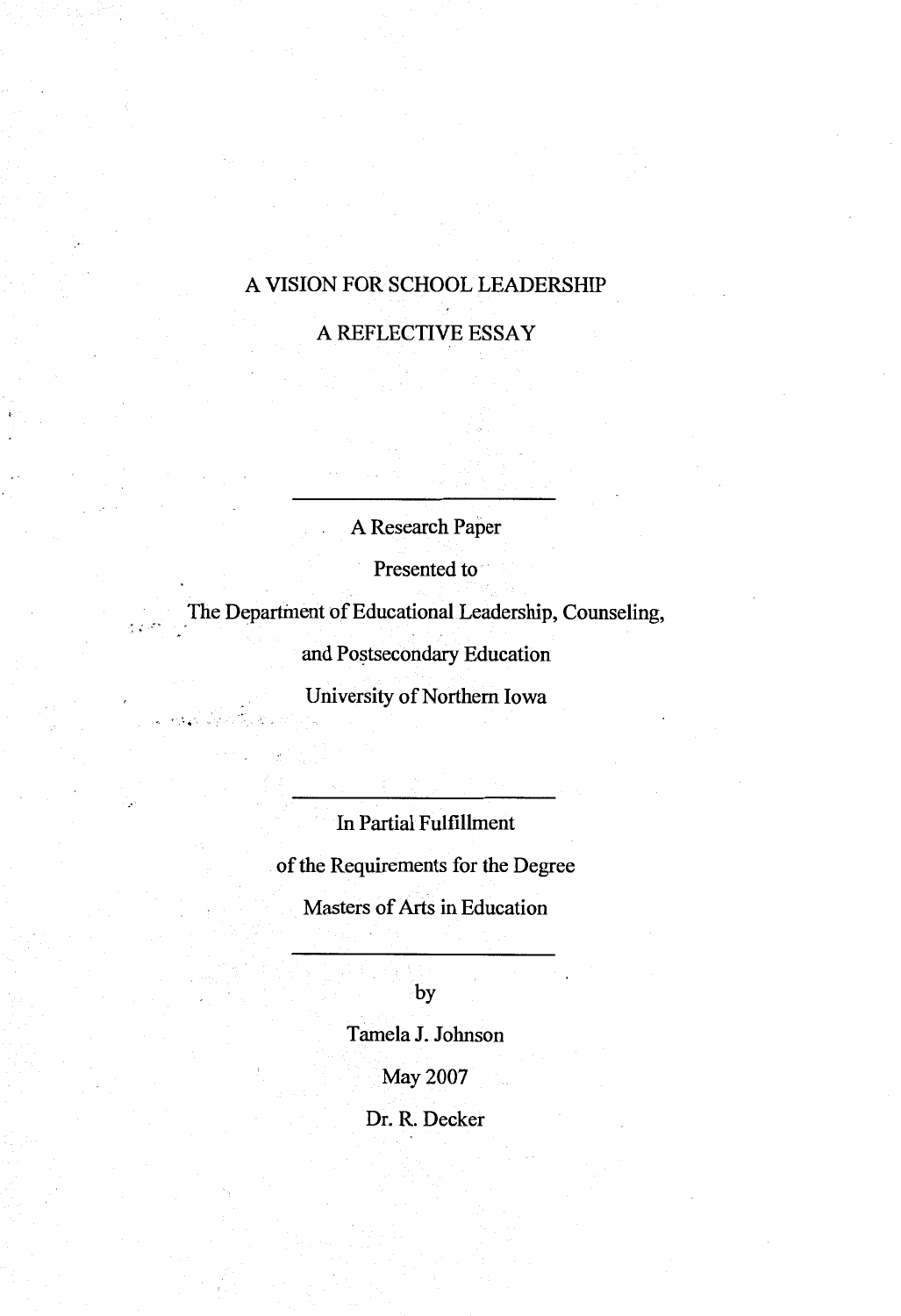# A VISION FOR SCHOOL LEADERSHIP

## A REFLECTIVE ESSAY

---

A Research Paper

Presented to

The Department of Educational Leadership, Counseling,

and Postsecondary Education

University of Northern Iowa

---

In Partial Fulfillment

of the Requirements for the Degree

Masters of Arts in Education

---

by

Tamela J. Johnson

May 2007

Dr. R. Decker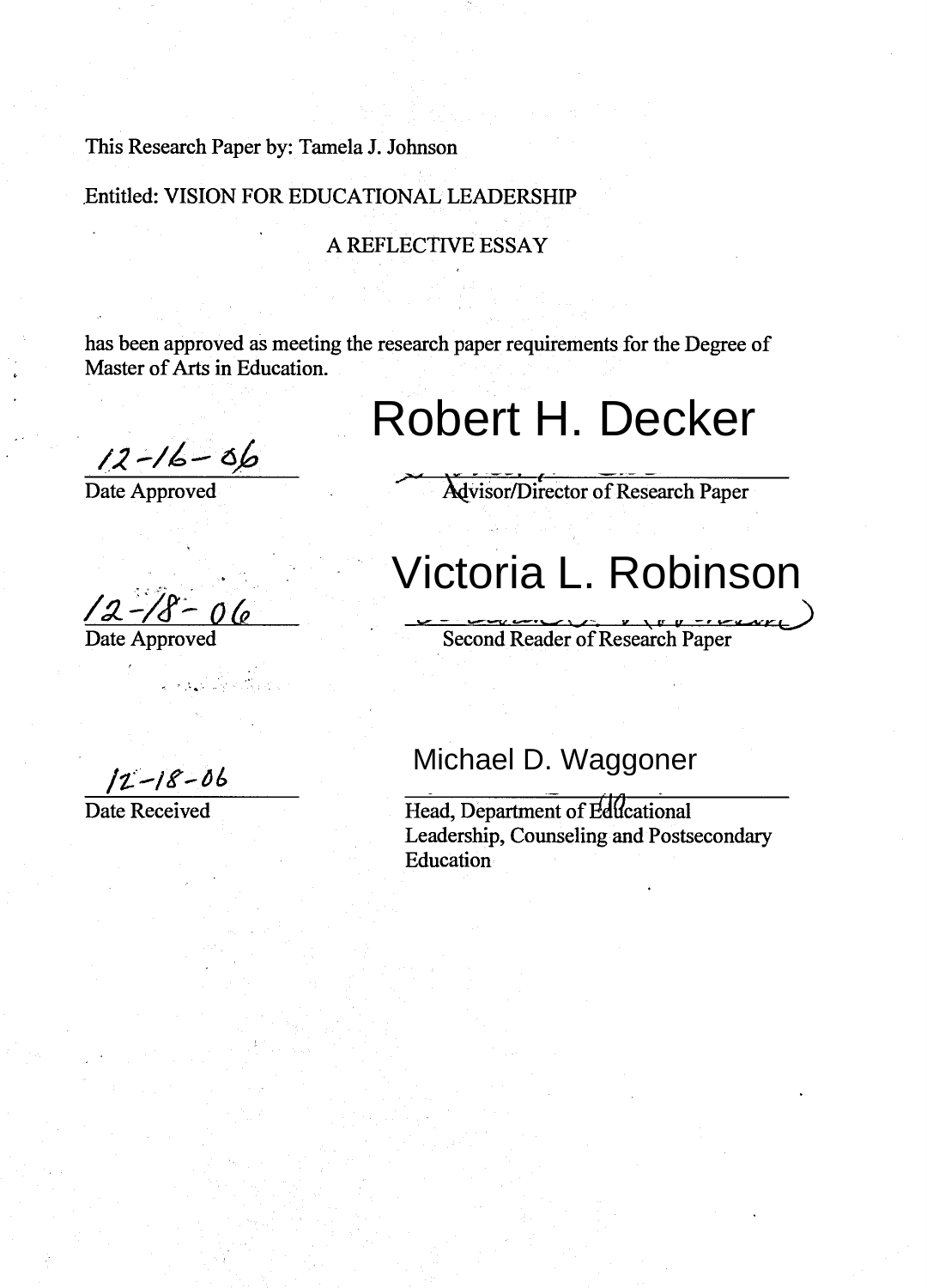This Research Paper by: Tamela J. Johnson

Entitled: VISION FOR EDUCATIONAL LEADERSHIP

A REFLECTIVE ESSAY

has been approved as meeting the research paper requirements for the Degree of Master of Arts in Education.

12-16-06
Date Approved

Robert H. Decker
Advisor/Director of Research Paper

12-18-06
Date Approved

Victoria L. Robinson
Second Reader of Research Paper

12-18-06
Date Received

Michael D. Waggoner
Head, Department of Educational Leadership, Counseling and Postsecondary Education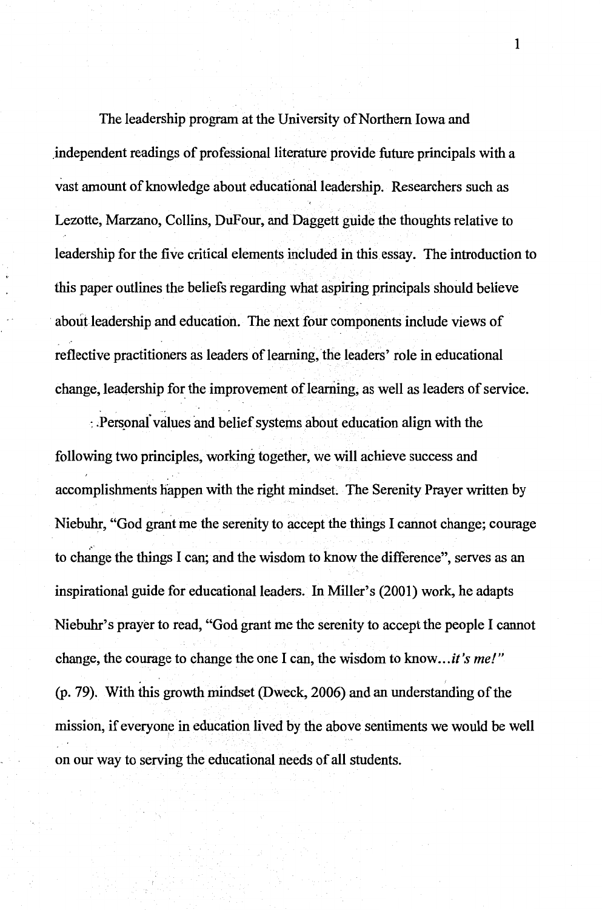The leadership program at the University of Northern Iowa and independent readings of professional literature provide future principals with a vast amount of knowledge about educational leadership. Researchers such as Lezotte, Marzano, Collins, DuFour, and Daggett guide the thoughts relative to leadership for the five critical elements included in this essay. The introduction to this paper outlines the beliefs regarding what aspiring principals should believe about leadership and education. The next four components include views of reflective practitioners as leaders of learning, the leaders' role in educational change, leadership for the improvement of learning, as well as leaders of service.

Personal values and belief systems about education align with the following two principles, working together, we will achieve success and accomplishments happen with the right mindset. The Serenity Prayer written by Niebuhr, "God grant me the serenity to accept the things I cannot change; courage to change the things I can; and the wisdom to know the difference", serves as an inspirational guide for educational leaders. In Miller's (2001) work, he adapts Niebuhr's prayer to read, "God grant me the serenity to accept the people I cannot change, the courage to change the one I can, the wisdom to know…*it's me!*" (p. 79). With this growth mindset (Dweck, 2006) and an understanding of the mission, if everyone in education lived by the above sentiments we would be well on our way to serving the educational needs of all students.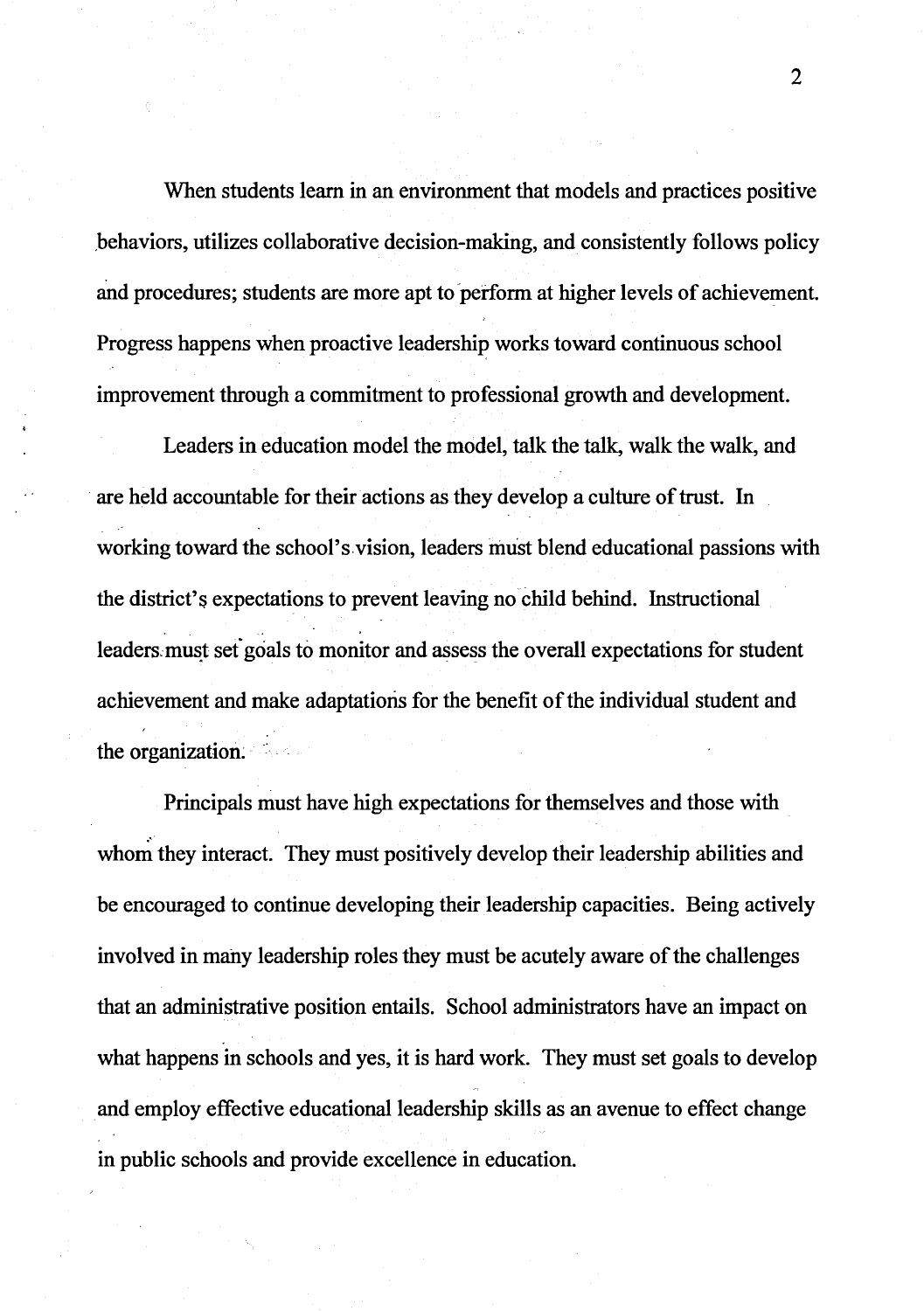When students learn in an environment that models and practices positive behaviors, utilizes collaborative decision-making, and consistently follows policy and procedures; students are more apt to perform at higher levels of achievement. Progress happens when proactive leadership works toward continuous school improvement through a commitment to professional growth and development.

Leaders in education model the model, talk the talk, walk the walk, and are held accountable for their actions as they develop a culture of trust. In working toward the school's vision, leaders must blend educational passions with the district's expectations to prevent leaving no child behind. Instructional leaders must set goals to monitor and assess the overall expectations for student achievement and make adaptations for the benefit of the individual student and the organization.

Principals must have high expectations for themselves and those with whom they interact. They must positively develop their leadership abilities and be encouraged to continue developing their leadership capacities. Being actively involved in many leadership roles they must be acutely aware of the challenges that an administrative position entails. School administrators have an impact on what happens in schools and yes, it is hard work. They must set goals to develop and employ effective educational leadership skills as an avenue to effect change in public schools and provide excellence in education.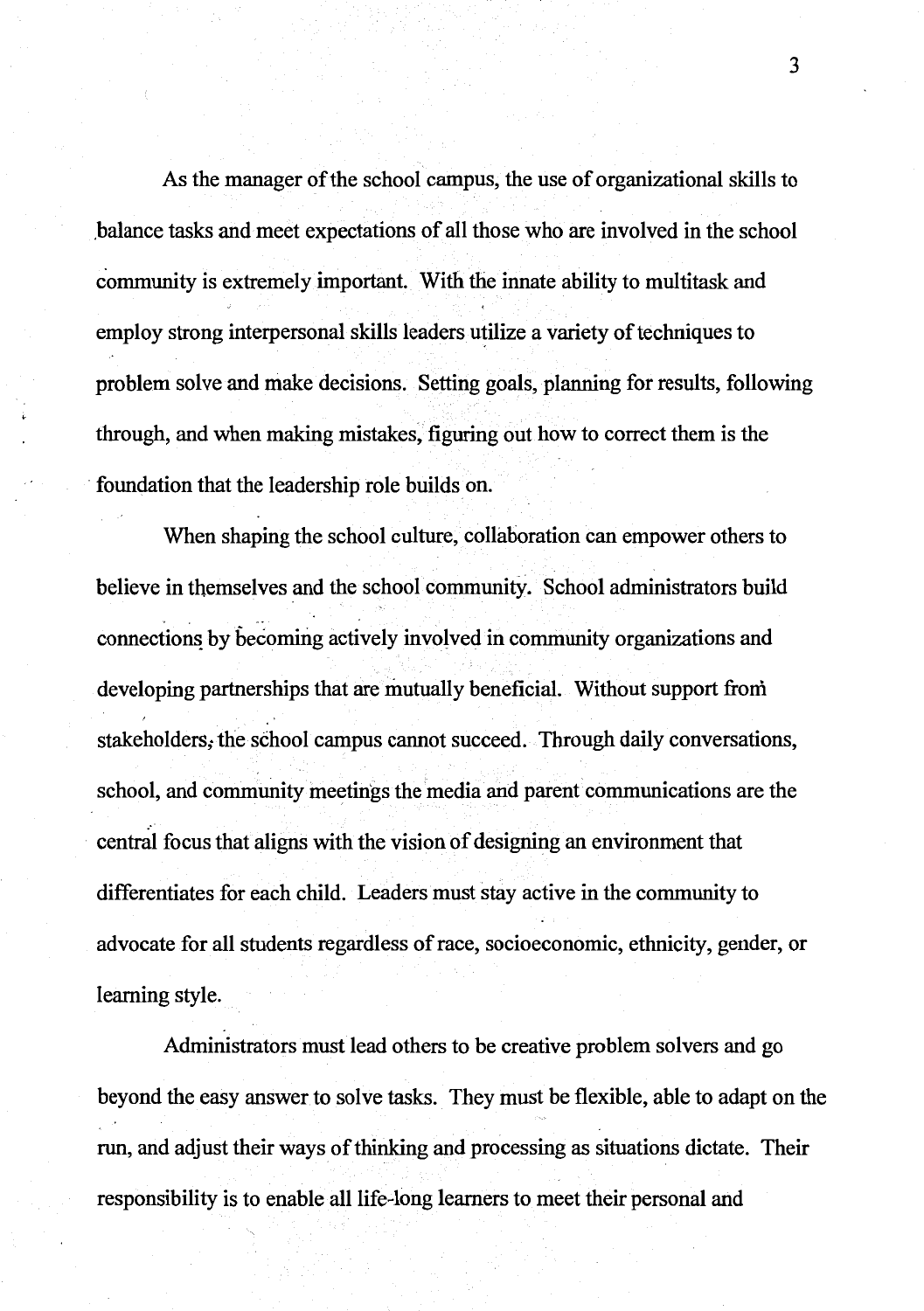As the manager of the school campus, the use of organizational skills to balance tasks and meet expectations of all those who are involved in the school community is extremely important. With the innate ability to multitask and employ strong interpersonal skills leaders utilize a variety of techniques to problem solve and make decisions. Setting goals, planning for results, following through, and when making mistakes, figuring out how to correct them is the foundation that the leadership role builds on.

When shaping the school culture, collaboration can empower others to believe in themselves and the school community. School administrators build connections by becoming actively involved in community organizations and developing partnerships that are mutually beneficial. Without support from stakeholders, the school campus cannot succeed. Through daily conversations, school, and community meetings the media and parent communications are the central focus that aligns with the vision of designing an environment that differentiates for each child. Leaders must stay active in the community to advocate for all students regardless of race, socioeconomic, ethnicity, gender, or learning style.

Administrators must lead others to be creative problem solvers and go beyond the easy answer to solve tasks. They must be flexible, able to adapt on the run, and adjust their ways of thinking and processing as situations dictate. Their responsibility is to enable all life-long learners to meet their personal and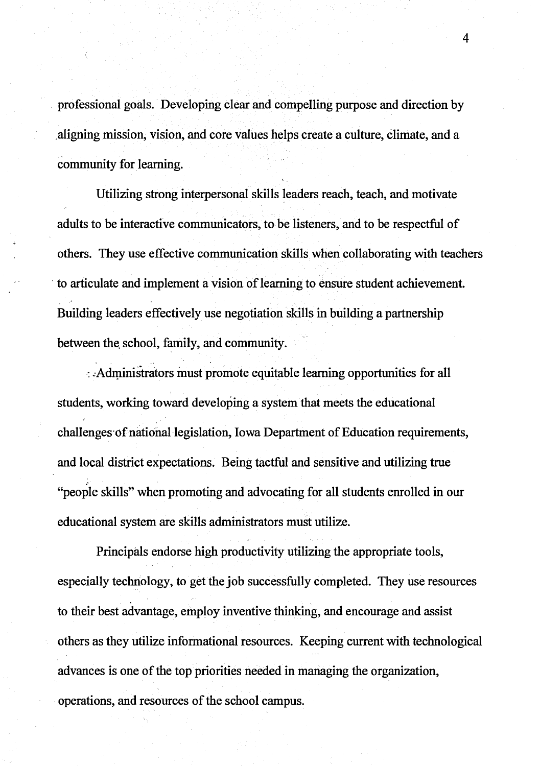professional goals. Developing clear and compelling purpose and direction by aligning mission, vision, and core values helps create a culture, climate, and a community for learning.

Utilizing strong interpersonal skills leaders reach, teach, and motivate adults to be interactive communicators, to be listeners, and to be respectful of others. They use effective communication skills when collaborating with teachers to articulate and implement a vision of learning to ensure student achievement. Building leaders effectively use negotiation skills in building a partnership between the school, family, and community.

Administrators must promote equitable learning opportunities for all students, working toward developing a system that meets the educational challenges of national legislation, Iowa Department of Education requirements, and local district expectations. Being tactful and sensitive and utilizing true "people skills" when promoting and advocating for all students enrolled in our educational system are skills administrators must utilize.

Principals endorse high productivity utilizing the appropriate tools, especially technology, to get the job successfully completed. They use resources to their best advantage, employ inventive thinking, and encourage and assist others as they utilize informational resources. Keeping current with technological advances is one of the top priorities needed in managing the organization, operations, and resources of the school campus.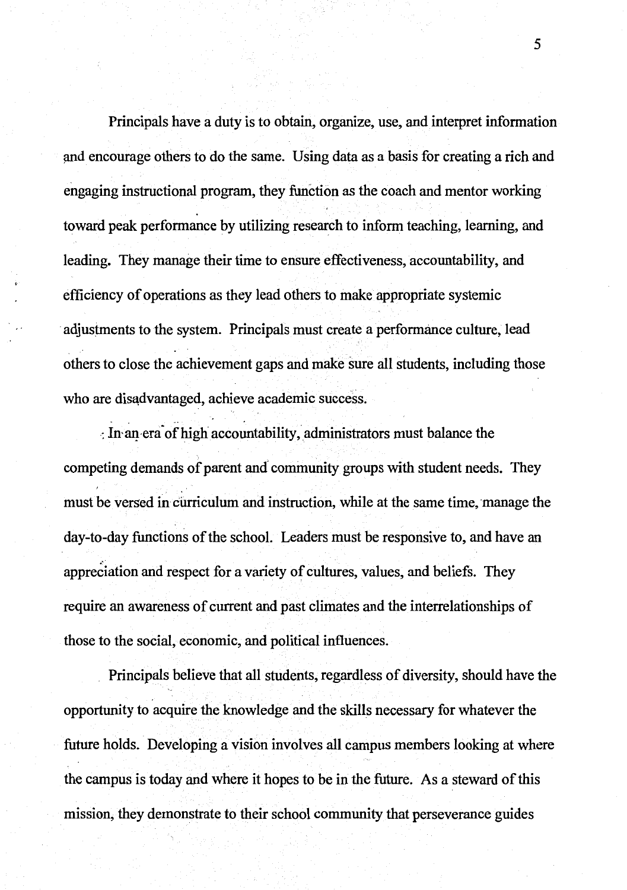Principals have a duty is to obtain, organize, use, and interpret information and encourage others to do the same. Using data as a basis for creating a rich and engaging instructional program, they function as the coach and mentor working toward peak performance by utilizing research to inform teaching, learning, and leading. They manage their time to ensure effectiveness, accountability, and efficiency of operations as they lead others to make appropriate systemic adjustments to the system. Principals must create a performance culture, lead others to close the achievement gaps and make sure all students, including those who are disadvantaged, achieve academic success.

In an era of high accountability, administrators must balance the competing demands of parent and community groups with student needs. They must be versed in curriculum and instruction, while at the same time, manage the day-to-day functions of the school. Leaders must be responsive to, and have an appreciation and respect for a variety of cultures, values, and beliefs. They require an awareness of current and past climates and the interrelationships of those to the social, economic, and political influences.

Principals believe that all students, regardless of diversity, should have the opportunity to acquire the knowledge and the skills necessary for whatever the future holds. Developing a vision involves all campus members looking at where the campus is today and where it hopes to be in the future. As a steward of this mission, they demonstrate to their school community that perseverance guides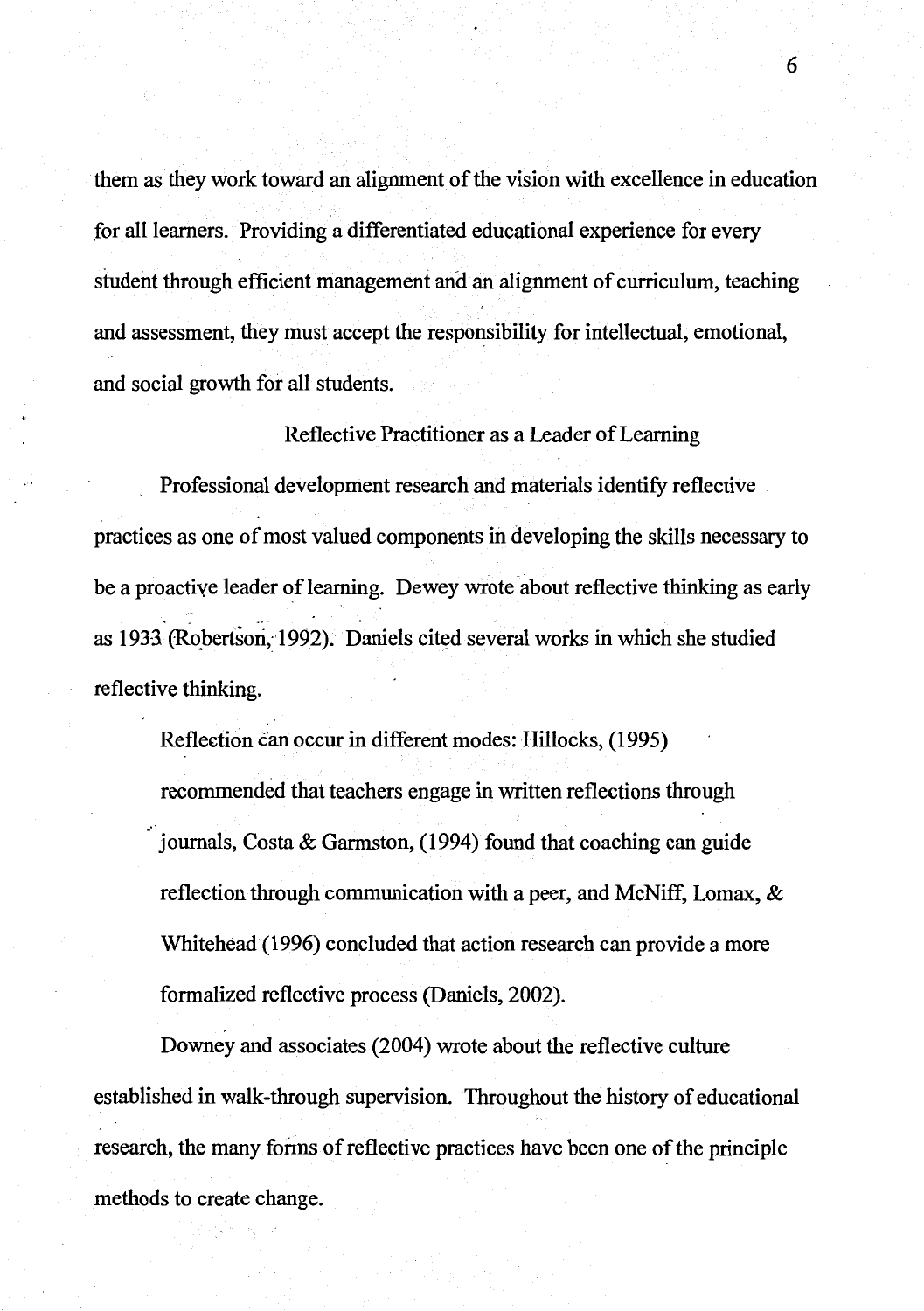them as they work toward an alignment of the vision with excellence in education for all learners. Providing a differentiated educational experience for every student through efficient management and an alignment of curriculum, teaching and assessment, they must accept the responsibility for intellectual, emotional, and social growth for all students.

## Reflective Practitioner as a Leader of Learning

Professional development research and materials identify reflective practices as one of most valued components in developing the skills necessary to be a proactive leader of learning. Dewey wrote about reflective thinking as early as 1933 (Robertson, 1992). Daniels cited several works in which she studied reflective thinking.

> Reflection can occur in different modes: Hillocks, (1995) recommended that teachers engage in written reflections through journals, Costa & Garmston, (1994) found that coaching can guide reflection through communication with a peer, and McNiff, Lomax, & Whitehead (1996) concluded that action research can provide a more formalized reflective process (Daniels, 2002).

Downey and associates (2004) wrote about the reflective culture established in walk-through supervision. Throughout the history of educational research, the many forms of reflective practices have been one of the principle methods to create change.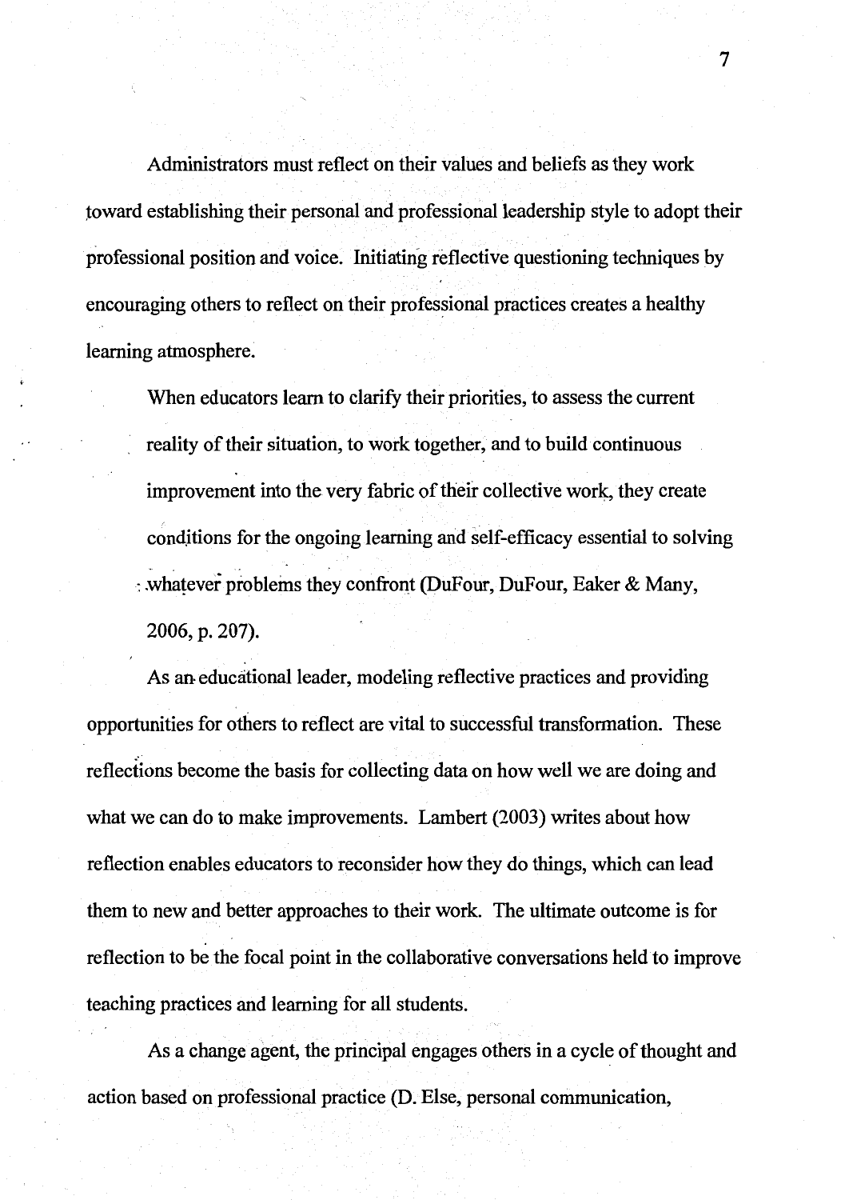Administrators must reflect on their values and beliefs as they work toward establishing their personal and professional leadership style to adopt their professional position and voice. Initiating reflective questioning techniques by encouraging others to reflect on their professional practices creates a healthy learning atmosphere.

> When educators learn to clarify their priorities, to assess the current reality of their situation, to work together, and to build continuous improvement into the very fabric of their collective work, they create conditions for the ongoing learning and self-efficacy essential to solving whatever problems they confront (DuFour, DuFour, Eaker & Many, 2006, p. 207).

As an educational leader, modeling reflective practices and providing opportunities for others to reflect are vital to successful transformation. These reflections become the basis for collecting data on how well we are doing and what we can do to make improvements. Lambert (2003) writes about how reflection enables educators to reconsider how they do things, which can lead them to new and better approaches to their work. The ultimate outcome is for reflection to be the focal point in the collaborative conversations held to improve teaching practices and learning for all students.

As a change agent, the principal engages others in a cycle of thought and action based on professional practice (D. Else, personal communication,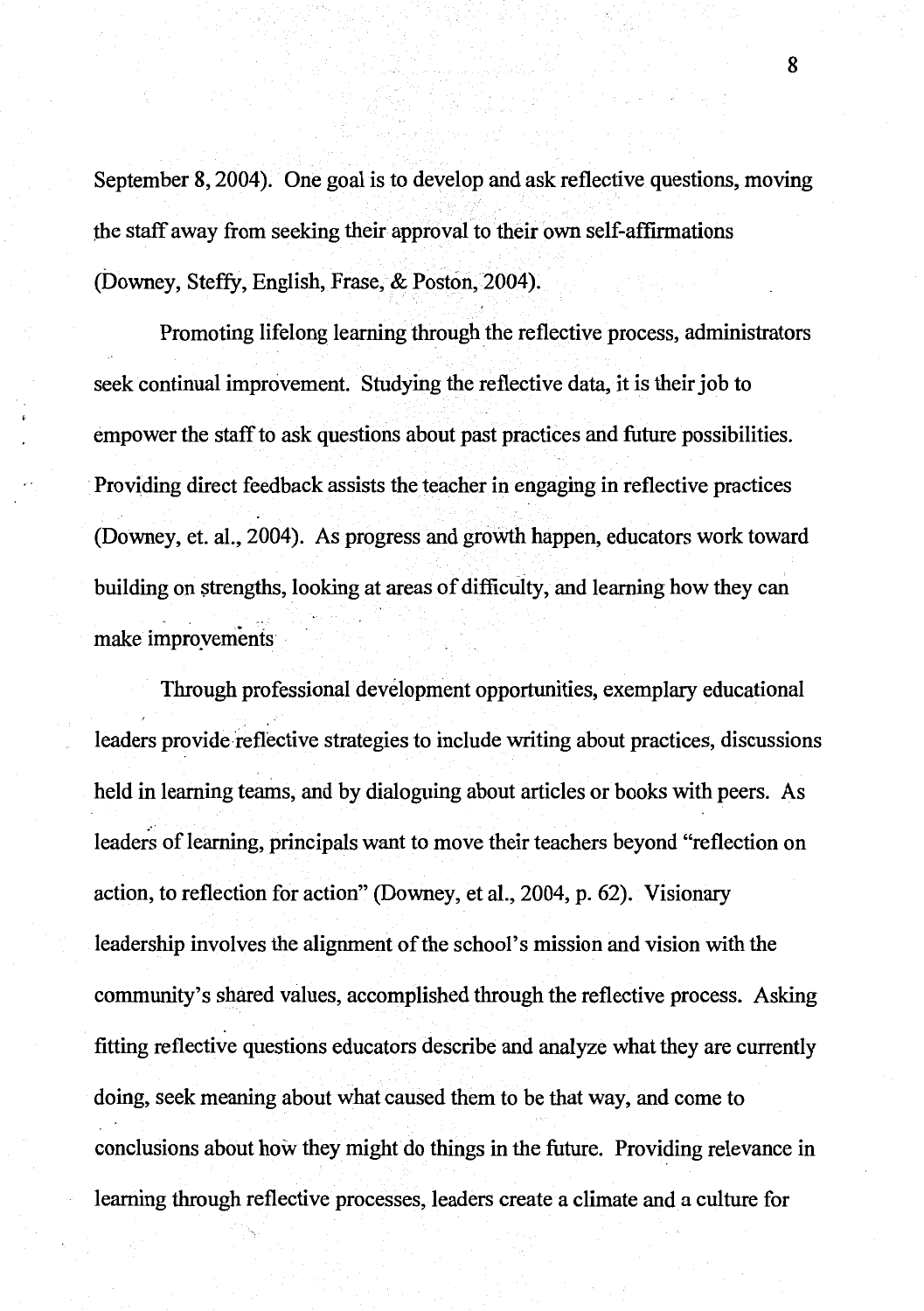September 8, 2004). One goal is to develop and ask reflective questions, moving the staff away from seeking their approval to their own self-affirmations (Downey, Steffy, English, Frase, & Poston, 2004).

Promoting lifelong learning through the reflective process, administrators seek continual improvement. Studying the reflective data, it is their job to empower the staff to ask questions about past practices and future possibilities. Providing direct feedback assists the teacher in engaging in reflective practices (Downey, et. al., 2004). As progress and growth happen, educators work toward building on strengths, looking at areas of difficulty, and learning how they can make improvements

Through professional development opportunities, exemplary educational leaders provide reflective strategies to include writing about practices, discussions held in learning teams, and by dialoguing about articles or books with peers. As leaders of learning, principals want to move their teachers beyond "reflection on action, to reflection for action" (Downey, et al., 2004, p. 62). Visionary leadership involves the alignment of the school's mission and vision with the community's shared values, accomplished through the reflective process. Asking fitting reflective questions educators describe and analyze what they are currently doing, seek meaning about what caused them to be that way, and come to conclusions about how they might do things in the future. Providing relevance in learning through reflective processes, leaders create a climate and a culture for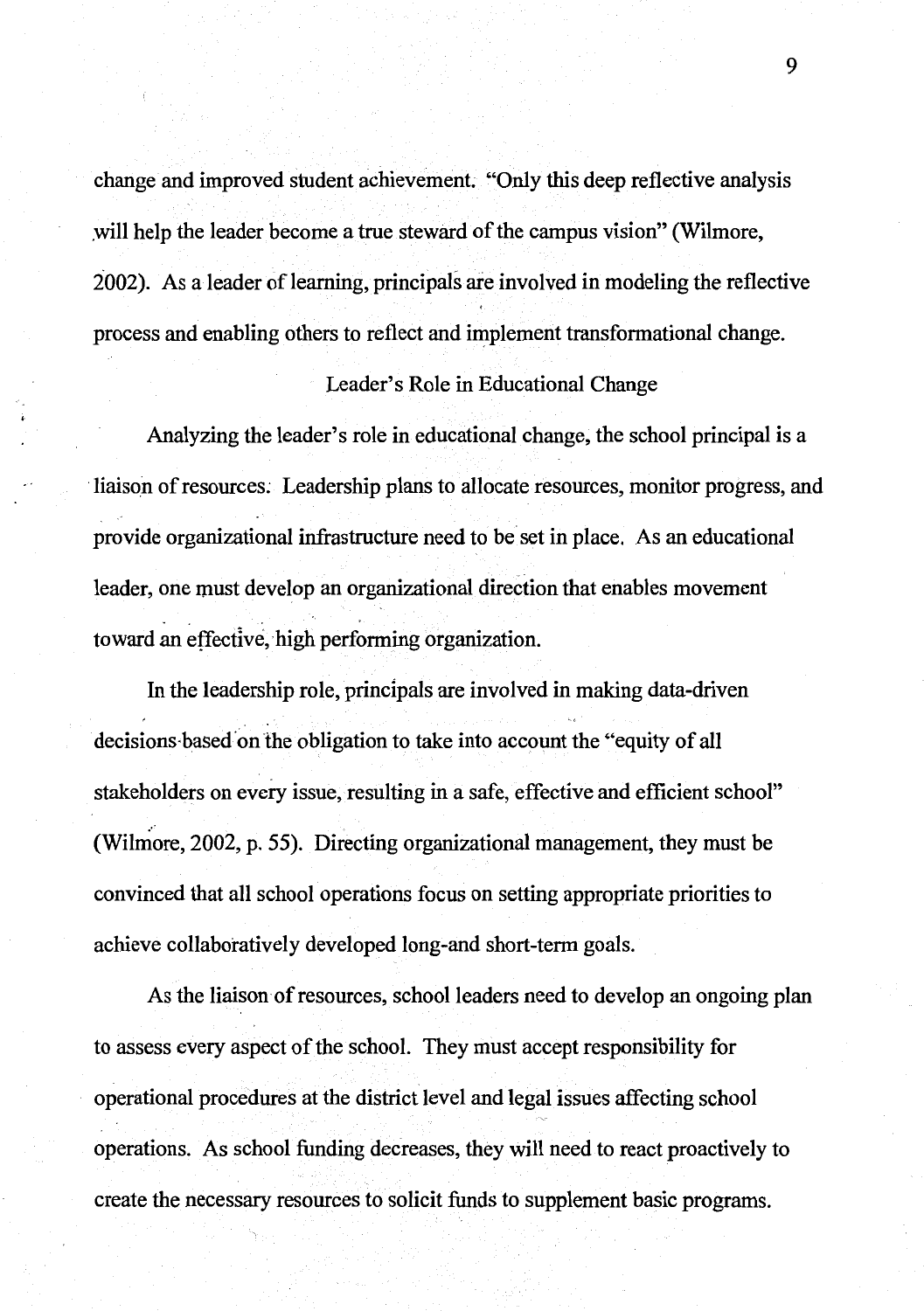change and improved student achievement. "Only this deep reflective analysis will help the leader become a true steward of the campus vision" (Wilmore, 2002). As a leader of learning, principals are involved in modeling the reflective process and enabling others to reflect and implement transformational change.

## Leader's Role in Educational Change

Analyzing the leader's role in educational change, the school principal is a liaison of resources. Leadership plans to allocate resources, monitor progress, and provide organizational infrastructure need to be set in place. As an educational leader, one must develop an organizational direction that enables movement toward an effective, high performing organization.

In the leadership role, principals are involved in making data-driven decisions based on the obligation to take into account the "equity of all stakeholders on every issue, resulting in a safe, effective and efficient school" (Wilmore, 2002, p. 55). Directing organizational management, they must be convinced that all school operations focus on setting appropriate priorities to achieve collaboratively developed long-and short-term goals.

As the liaison of resources, school leaders need to develop an ongoing plan to assess every aspect of the school. They must accept responsibility for operational procedures at the district level and legal issues affecting school operations. As school funding decreases, they will need to react proactively to create the necessary resources to solicit funds to supplement basic programs.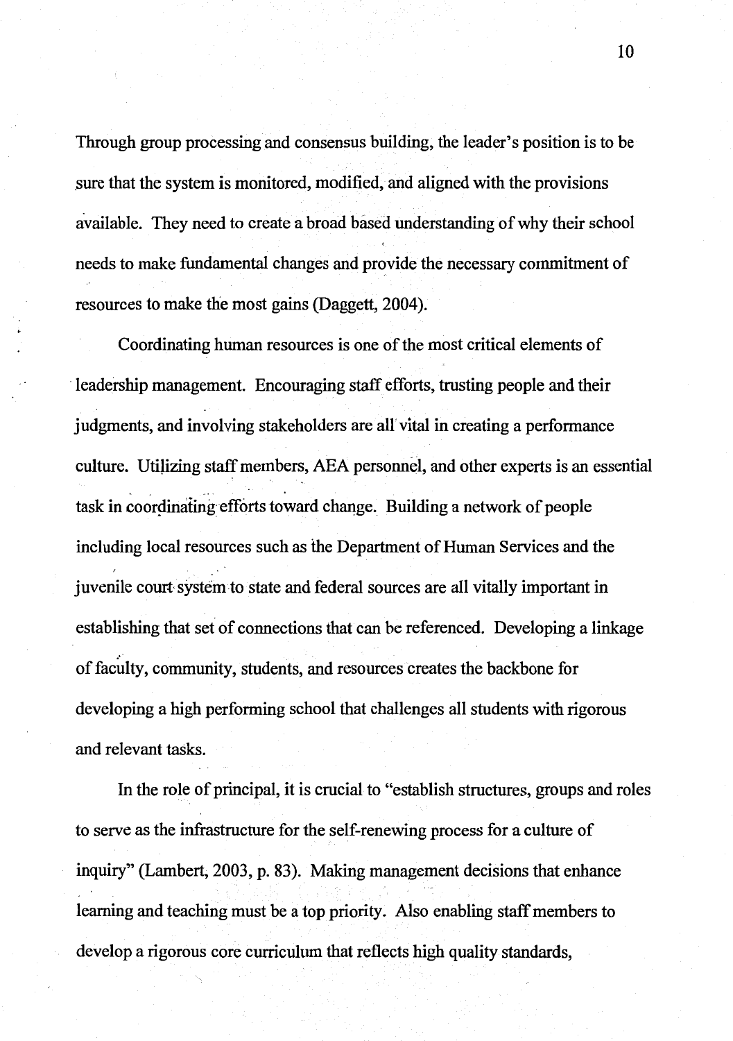Through group processing and consensus building, the leader's position is to be sure that the system is monitored, modified, and aligned with the provisions available. They need to create a broad based understanding of why their school needs to make fundamental changes and provide the necessary commitment of resources to make the most gains (Daggett, 2004).

Coordinating human resources is one of the most critical elements of leadership management. Encouraging staff efforts, trusting people and their judgments, and involving stakeholders are all vital in creating a performance culture. Utilizing staff members, AEA personnel, and other experts is an essential task in coordinating efforts toward change. Building a network of people including local resources such as the Department of Human Services and the juvenile court system to state and federal sources are all vitally important in establishing that set of connections that can be referenced. Developing a linkage of faculty, community, students, and resources creates the backbone for developing a high performing school that challenges all students with rigorous and relevant tasks.

In the role of principal, it is crucial to "establish structures, groups and roles to serve as the infrastructure for the self-renewing process for a culture of inquiry" (Lambert, 2003, p. 83). Making management decisions that enhance learning and teaching must be a top priority. Also enabling staff members to develop a rigorous core curriculum that reflects high quality standards,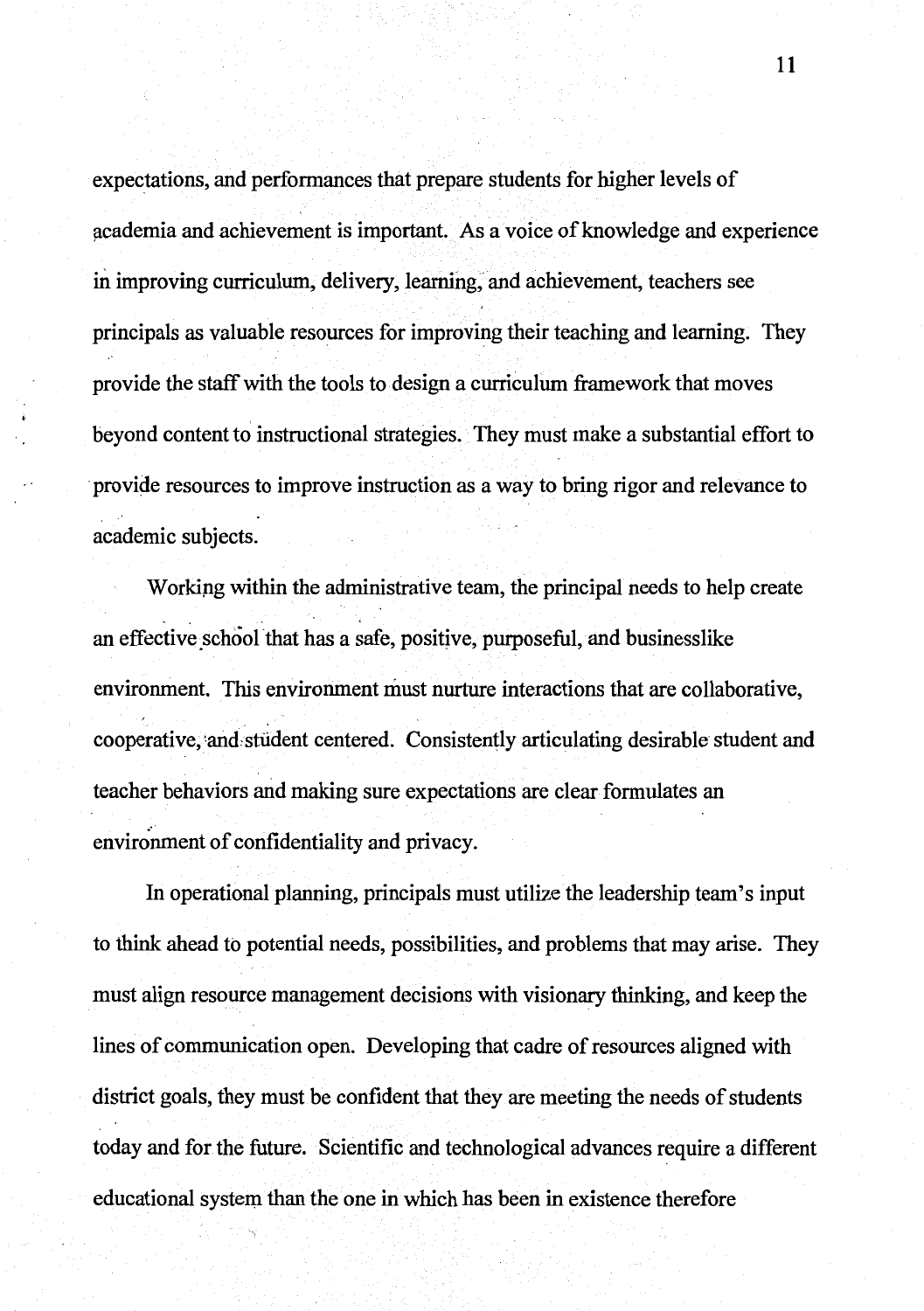expectations, and performances that prepare students for higher levels of academia and achievement is important. As a voice of knowledge and experience in improving curriculum, delivery, learning, and achievement, teachers see principals as valuable resources for improving their teaching and learning. They provide the staff with the tools to design a curriculum framework that moves beyond content to instructional strategies. They must make a substantial effort to provide resources to improve instruction as a way to bring rigor and relevance to academic subjects.

Working within the administrative team, the principal needs to help create an effective school that has a safe, positive, purposeful, and businesslike environment. This environment must nurture interactions that are collaborative, cooperative, and student centered. Consistently articulating desirable student and teacher behaviors and making sure expectations are clear formulates an environment of confidentiality and privacy.

In operational planning, principals must utilize the leadership team's input to think ahead to potential needs, possibilities, and problems that may arise. They must align resource management decisions with visionary thinking, and keep the lines of communication open. Developing that cadre of resources aligned with district goals, they must be confident that they are meeting the needs of students today and for the future. Scientific and technological advances require a different educational system than the one in which has been in existence therefore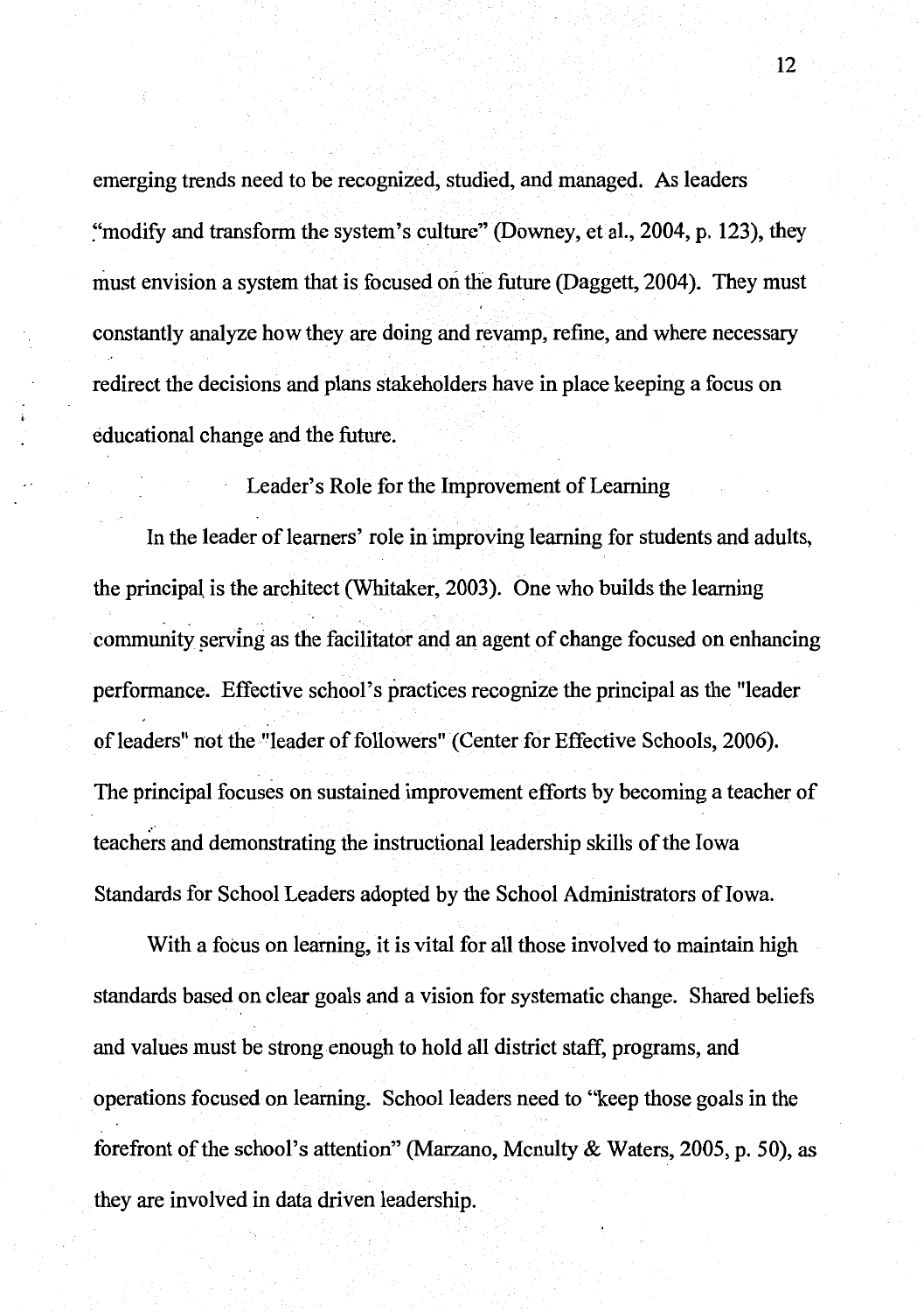emerging trends need to be recognized, studied, and managed. As leaders "modify and transform the system's culture" (Downey, et al., 2004, p. 123), they must envision a system that is focused on the future (Daggett, 2004). They must constantly analyze how they are doing and revamp, refine, and where necessary redirect the decisions and plans stakeholders have in place keeping a focus on educational change and the future.

## Leader's Role for the Improvement of Learning

In the leader of learners' role in improving learning for students and adults, the principal is the architect (Whitaker, 2003). One who builds the learning community serving as the facilitator and an agent of change focused on enhancing performance. Effective school's practices recognize the principal as the "leader of leaders" not the "leader of followers" (Center for Effective Schools, 2006). The principal focuses on sustained improvement efforts by becoming a teacher of teachers and demonstrating the instructional leadership skills of the Iowa Standards for School Leaders adopted by the School Administrators of Iowa.

With a focus on learning, it is vital for all those involved to maintain high standards based on clear goals and a vision for systematic change. Shared beliefs and values must be strong enough to hold all district staff, programs, and operations focused on learning. School leaders need to "keep those goals in the forefront of the school's attention" (Marzano, Mcnulty & Waters, 2005, p. 50), as they are involved in data driven leadership.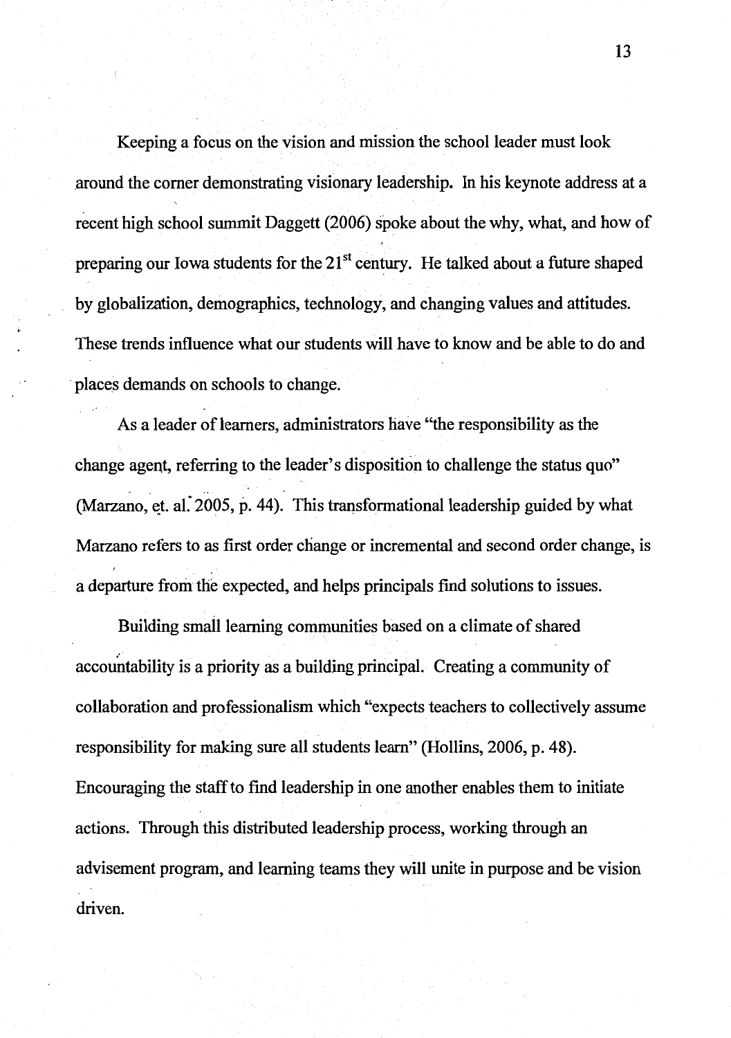Keeping a focus on the vision and mission the school leader must look around the corner demonstrating visionary leadership. In his keynote address at a recent high school summit Daggett (2006) spoke about the why, what, and how of preparing our Iowa students for the 21st century. He talked about a future shaped by globalization, demographics, technology, and changing values and attitudes. These trends influence what our students will have to know and be able to do and places demands on schools to change.

As a leader of learners, administrators have "the responsibility as the change agent, referring to the leader's disposition to challenge the status quo" (Marzano, et. al. 2005, p. 44). This transformational leadership guided by what Marzano refers to as first order change or incremental and second order change, is a departure from the expected, and helps principals find solutions to issues.

Building small learning communities based on a climate of shared accountability is a priority as a building principal. Creating a community of collaboration and professionalism which "expects teachers to collectively assume responsibility for making sure all students learn" (Hollins, 2006, p. 48). Encouraging the staff to find leadership in one another enables them to initiate actions. Through this distributed leadership process, working through an advisement program, and learning teams they will unite in purpose and be vision driven.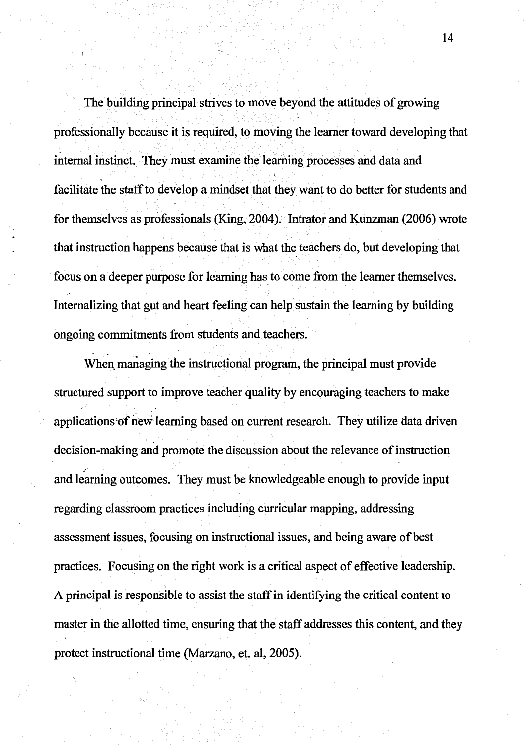The building principal strives to move beyond the attitudes of growing professionally because it is required, to moving the learner toward developing that internal instinct. They must examine the learning processes and data and facilitate the staff to develop a mindset that they want to do better for students and for themselves as professionals (King, 2004). Intrator and Kunzman (2006) wrote that instruction happens because that is what the teachers do, but developing that focus on a deeper purpose for learning has to come from the learner themselves. Internalizing that gut and heart feeling can help sustain the learning by building ongoing commitments from students and teachers.

When managing the instructional program, the principal must provide structured support to improve teacher quality by encouraging teachers to make applications of new learning based on current research. They utilize data driven decision-making and promote the discussion about the relevance of instruction and learning outcomes. They must be knowledgeable enough to provide input regarding classroom practices including curricular mapping, addressing assessment issues, focusing on instructional issues, and being aware of best practices. Focusing on the right work is a critical aspect of effective leadership. A principal is responsible to assist the staff in identifying the critical content to master in the allotted time, ensuring that the staff addresses this content, and they protect instructional time (Marzano, et. al, 2005).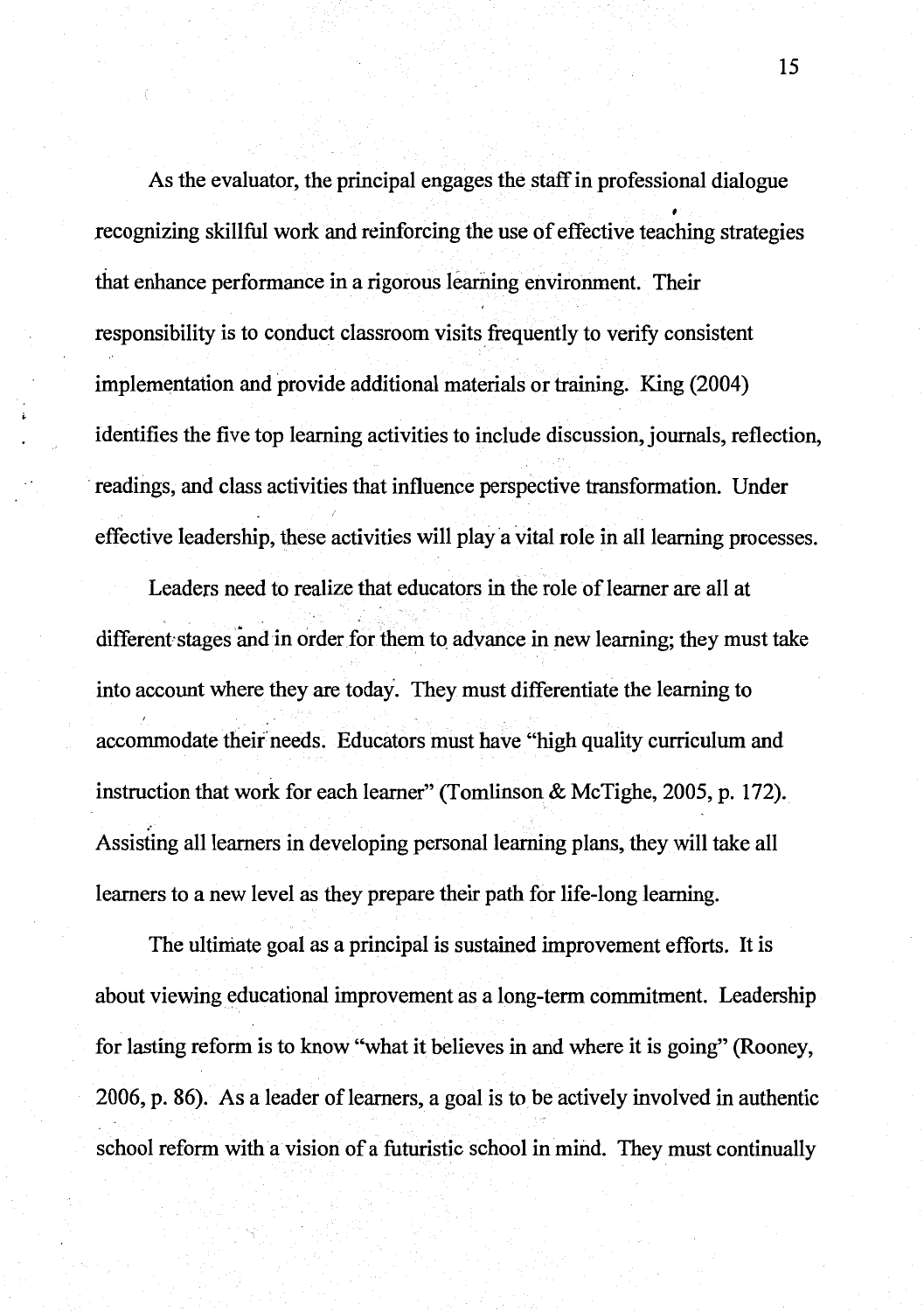As the evaluator, the principal engages the staff in professional dialogue recognizing skillful work and reinforcing the use of effective teaching strategies that enhance performance in a rigorous learning environment. Their responsibility is to conduct classroom visits frequently to verify consistent implementation and provide additional materials or training. King (2004) identifies the five top learning activities to include discussion, journals, reflection, readings, and class activities that influence perspective transformation. Under effective leadership, these activities will play a vital role in all learning processes.

Leaders need to realize that educators in the role of learner are all at different stages and in order for them to advance in new learning; they must take into account where they are today. They must differentiate the learning to accommodate their needs. Educators must have "high quality curriculum and instruction that work for each learner" (Tomlinson & McTighe, 2005, p. 172). Assisting all learners in developing personal learning plans, they will take all learners to a new level as they prepare their path for life-long learning.

The ultimate goal as a principal is sustained improvement efforts. It is about viewing educational improvement as a long-term commitment. Leadership for lasting reform is to know "what it believes in and where it is going" (Rooney, 2006, p. 86). As a leader of learners, a goal is to be actively involved in authentic school reform with a vision of a futuristic school in mind. They must continually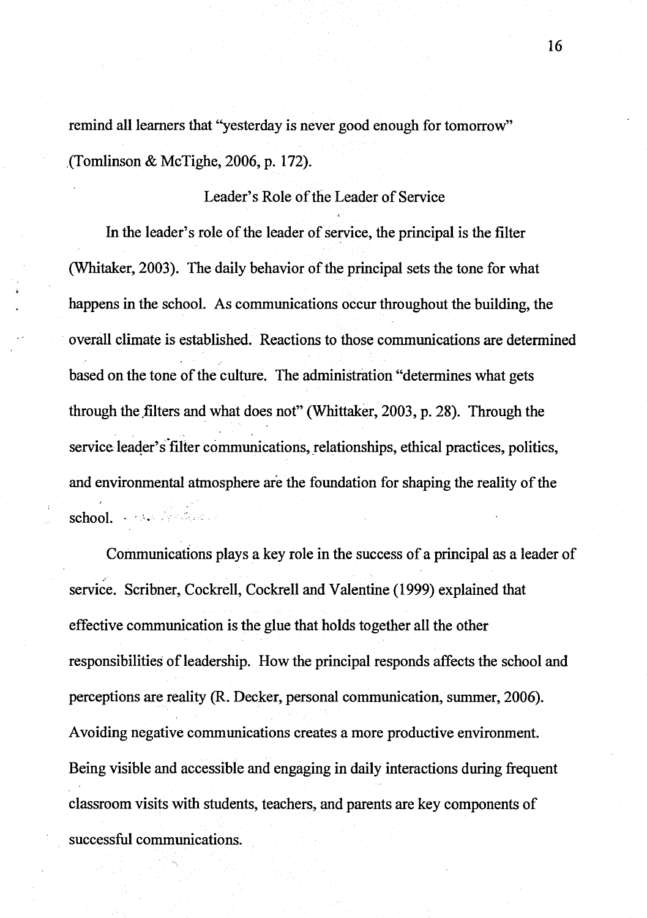remind all learners that "yesterday is never good enough for tomorrow" (Tomlinson & McTighe, 2006, p. 172).

## Leader's Role of the Leader of Service

In the leader's role of the leader of service, the principal is the filter (Whitaker, 2003). The daily behavior of the principal sets the tone for what happens in the school. As communications occur throughout the building, the overall climate is established. Reactions to those communications are determined based on the tone of the culture. The administration "determines what gets through the filters and what does not" (Whittaker, 2003, p. 28). Through the service leader's filter communications, relationships, ethical practices, politics, and environmental atmosphere are the foundation for shaping the reality of the school.

Communications plays a key role in the success of a principal as a leader of service. Scribner, Cockrell, Cockrell and Valentine (1999) explained that effective communication is the glue that holds together all the other responsibilities of leadership. How the principal responds affects the school and perceptions are reality (R. Decker, personal communication, summer, 2006). Avoiding negative communications creates a more productive environment. Being visible and accessible and engaging in daily interactions during frequent classroom visits with students, teachers, and parents are key components of successful communications.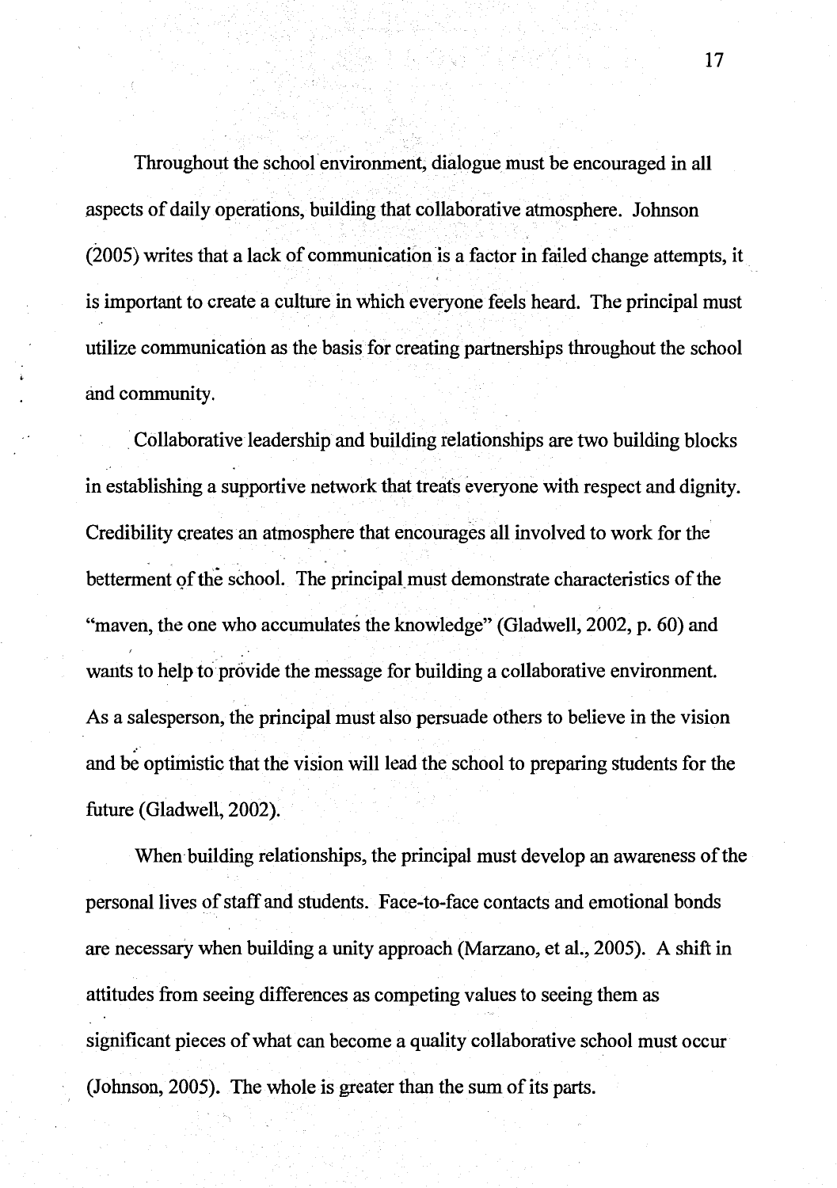Throughout the school environment, dialogue must be encouraged in all aspects of daily operations, building that collaborative atmosphere. Johnson (2005) writes that a lack of communication is a factor in failed change attempts, it is important to create a culture in which everyone feels heard. The principal must utilize communication as the basis for creating partnerships throughout the school and community.

Collaborative leadership and building relationships are two building blocks in establishing a supportive network that treats everyone with respect and dignity. Credibility creates an atmosphere that encourages all involved to work for the betterment of the school. The principal must demonstrate characteristics of the "maven, the one who accumulates the knowledge" (Gladwell, 2002, p. 60) and wants to help to provide the message for building a collaborative environment. As a salesperson, the principal must also persuade others to believe in the vision and be optimistic that the vision will lead the school to preparing students for the future (Gladwell, 2002).

When building relationships, the principal must develop an awareness of the personal lives of staff and students. Face-to-face contacts and emotional bonds are necessary when building a unity approach (Marzano, et al., 2005). A shift in attitudes from seeing differences as competing values to seeing them as significant pieces of what can become a quality collaborative school must occur (Johnson, 2005). The whole is greater than the sum of its parts.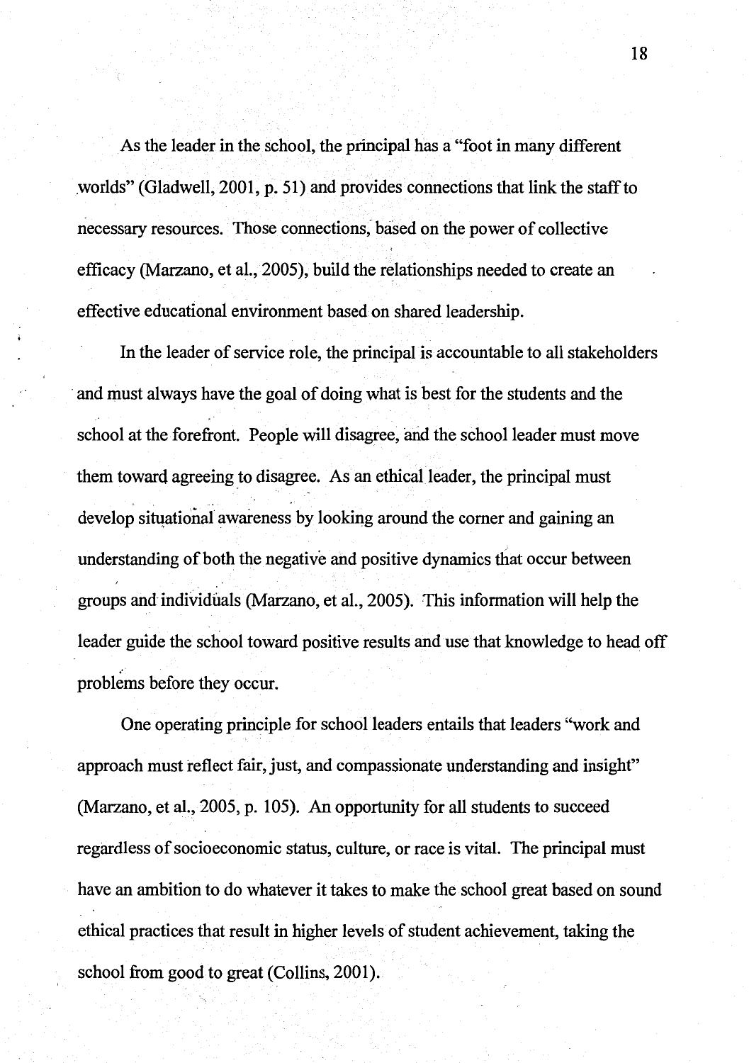As the leader in the school, the principal has a "foot in many different worlds" (Gladwell, 2001, p. 51) and provides connections that link the staff to necessary resources. Those connections, based on the power of collective efficacy (Marzano, et al., 2005), build the relationships needed to create an effective educational environment based on shared leadership.

In the leader of service role, the principal is accountable to all stakeholders and must always have the goal of doing what is best for the students and the school at the forefront. People will disagree, and the school leader must move them toward agreeing to disagree. As an ethical leader, the principal must develop situational awareness by looking around the corner and gaining an understanding of both the negative and positive dynamics that occur between groups and individuals (Marzano, et al., 2005). This information will help the leader guide the school toward positive results and use that knowledge to head off problems before they occur.

One operating principle for school leaders entails that leaders "work and approach must reflect fair, just, and compassionate understanding and insight" (Marzano, et al., 2005, p. 105). An opportunity for all students to succeed regardless of socioeconomic status, culture, or race is vital. The principal must have an ambition to do whatever it takes to make the school great based on sound ethical practices that result in higher levels of student achievement, taking the school from good to great (Collins, 2001).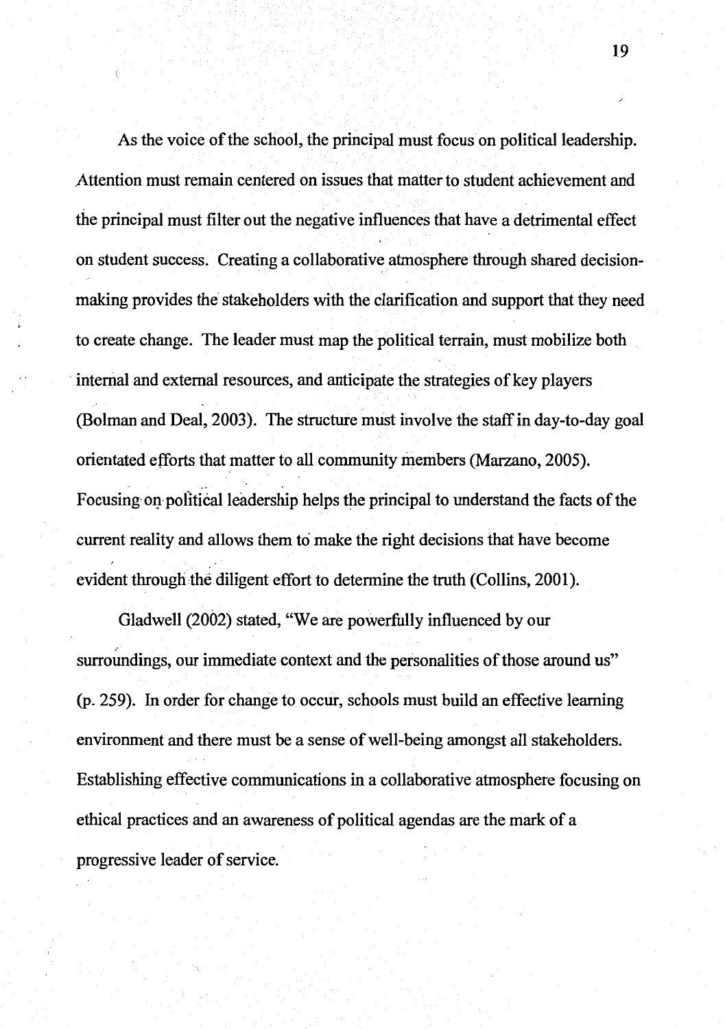As the voice of the school, the principal must focus on political leadership. Attention must remain centered on issues that matter to student achievement and the principal must filter out the negative influences that have a detrimental effect on student success. Creating a collaborative atmosphere through shared decision-making provides the stakeholders with the clarification and support that they need to create change. The leader must map the political terrain, must mobilize both internal and external resources, and anticipate the strategies of key players (Bolman and Deal, 2003). The structure must involve the staff in day-to-day goal orientated efforts that matter to all community members (Marzano, 2005). Focusing on political leadership helps the principal to understand the facts of the current reality and allows them to make the right decisions that have become evident through the diligent effort to determine the truth (Collins, 2001).

Gladwell (2002) stated, "We are powerfully influenced by our surroundings, our immediate context and the personalities of those around us" (p. 259). In order for change to occur, schools must build an effective learning environment and there must be a sense of well-being amongst all stakeholders. Establishing effective communications in a collaborative atmosphere focusing on ethical practices and an awareness of political agendas are the mark of a progressive leader of service.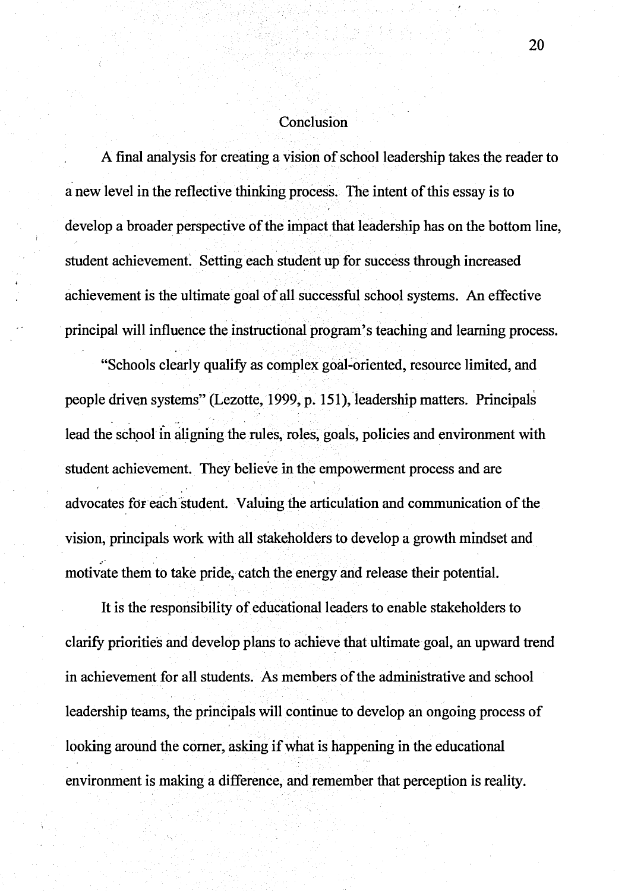## Conclusion

A final analysis for creating a vision of school leadership takes the reader to a new level in the reflective thinking process. The intent of this essay is to develop a broader perspective of the impact that leadership has on the bottom line, student achievement. Setting each student up for success through increased achievement is the ultimate goal of all successful school systems. An effective principal will influence the instructional program's teaching and learning process.

"Schools clearly qualify as complex goal-oriented, resource limited, and people driven systems" (Lezotte, 1999, p. 151), leadership matters. Principals lead the school in aligning the rules, roles, goals, policies and environment with student achievement. They believe in the empowerment process and are advocates for each student. Valuing the articulation and communication of the vision, principals work with all stakeholders to develop a growth mindset and motivate them to take pride, catch the energy and release their potential.

It is the responsibility of educational leaders to enable stakeholders to clarify priorities and develop plans to achieve that ultimate goal, an upward trend in achievement for all students. As members of the administrative and school leadership teams, the principals will continue to develop an ongoing process of looking around the corner, asking if what is happening in the educational environment is making a difference, and remember that perception is reality.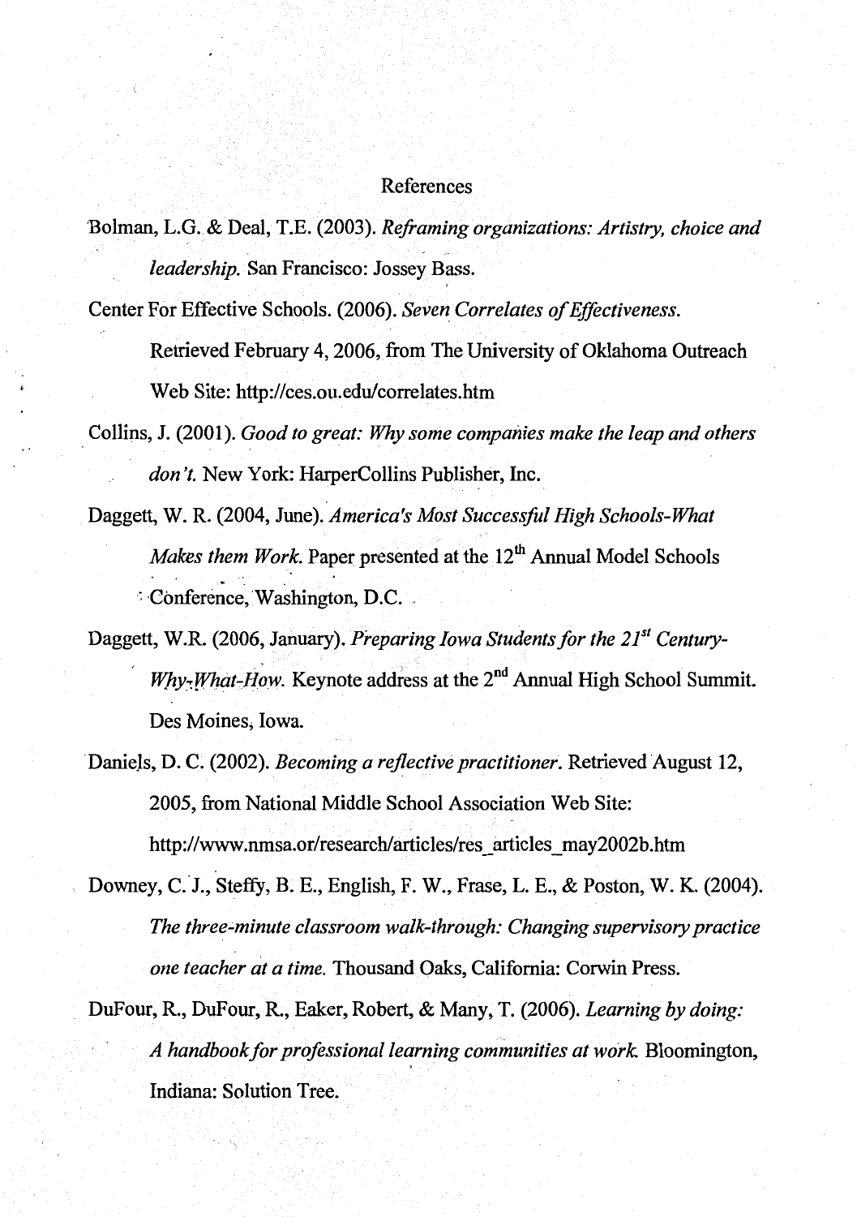# References

Bolman, L.G. & Deal, T.E. (2003). *Reframing organizations: Artistry, choice and leadership.* San Francisco: Jossey Bass.

Center For Effective Schools. (2006). *Seven Correlates of Effectiveness.* Retrieved February 4, 2006, from The University of Oklahoma Outreach Web Site: http://ces.ou.edu/correlates.htm

Collins, J. (2001). *Good to great: Why some companies make the leap and others don't.* New York: HarperCollins Publisher, Inc.

Daggett, W. R. (2004, June). *America's Most Successful High Schools-What Makes them Work.* Paper presented at the 12th Annual Model Schools Conference, Washington, D.C.

Daggett, W.R. (2006, January). *Preparing Iowa Students for the 21st Century-Why-What-How.* Keynote address at the 2nd Annual High School Summit. Des Moines, Iowa.

Daniels, D. C. (2002). *Becoming a reflective practitioner.* Retrieved August 12, 2005, from National Middle School Association Web Site: http://www.nmsa.or/research/articles/res_articles_may2002b.htm

Downey, C. J., Steffy, B. E., English, F. W., Frase, L. E., & Poston, W. K. (2004). *The three-minute classroom walk-through: Changing supervisory practice one teacher at a time.* Thousand Oaks, California: Corwin Press.

DuFour, R., DuFour, R., Eaker, Robert, & Many, T. (2006). *Learning by doing: A handbook for professional learning communities at work.* Bloomington, Indiana: Solution Tree.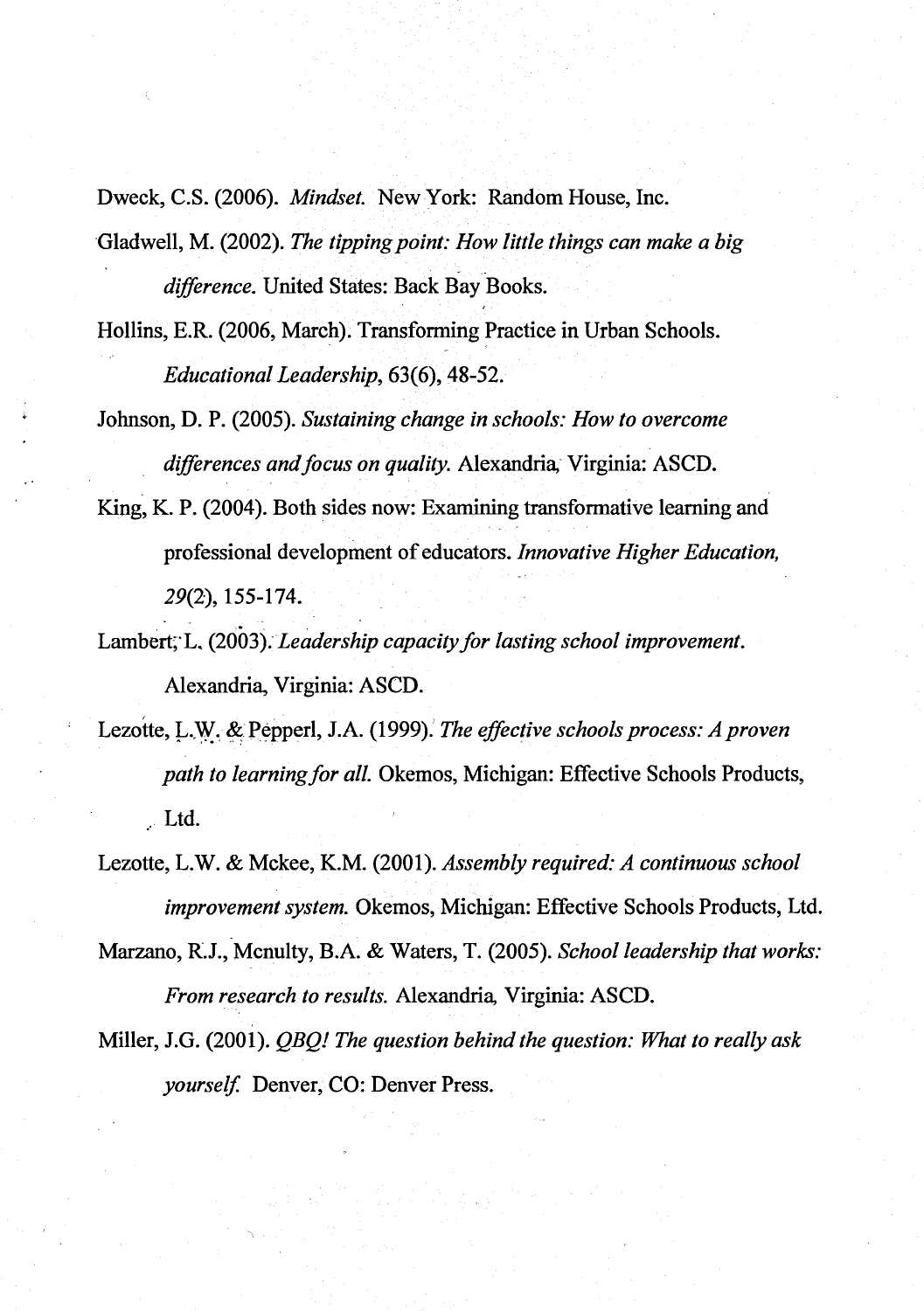Dweck, C.S. (2006). *Mindset.* New York: Random House, Inc.

Gladwell, M. (2002). *The tipping point: How little things can make a big difference.* United States: Back Bay Books.

Hollins, E.R. (2006, March). Transforming Practice in Urban Schools. *Educational Leadership*, 63(6), 48-52.

Johnson, D. P. (2005). *Sustaining change in schools: How to overcome differences and focus on quality.* Alexandria, Virginia: ASCD.

King, K. P. (2004). Both sides now: Examining transformative learning and professional development of educators. *Innovative Higher Education, 29*(2), 155-174.

Lambert, L. (2003). *Leadership capacity for lasting school improvement.* Alexandria, Virginia: ASCD.

Lezotte, L.W. & Pepperl, J.A. (1999). *The effective schools process: A proven path to learning for all.* Okemos, Michigan: Effective Schools Products, Ltd.

Lezotte, L.W. & Mckee, K.M. (2001). *Assembly required: A continuous school improvement system.* Okemos, Michigan: Effective Schools Products, Ltd.

Marzano, R.J., Mcnulty, B.A. & Waters, T. (2005). *School leadership that works: From research to results.* Alexandria, Virginia: ASCD.

Miller, J.G. (2001). *QBQ! The question behind the question: What to really ask yourself.* Denver, CO: Denver Press.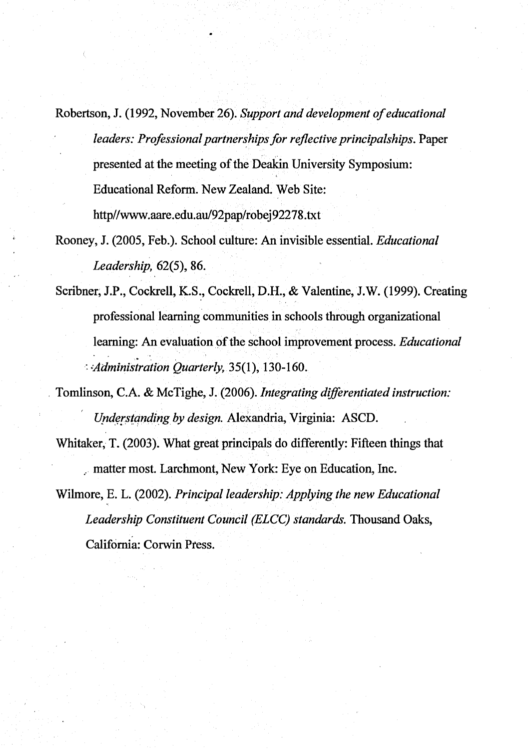Robertson, J. (1992, November 26). *Support and development of educational leaders: Professional partnerships for reflective principalships*. Paper presented at the meeting of the Deakin University Symposium: Educational Reform. New Zealand. Web Site: http//www.aare.edu.au/92pap/robej92278.txt

Rooney, J. (2005, Feb.). School culture: An invisible essential. *Educational Leadership,* 62(5), 86.

Scribner, J.P., Cockrell, K.S., Cockrell, D.H., & Valentine, J.W. (1999). Creating professional learning communities in schools through organizational learning: An evaluation of the school improvement process. *Educational Administration Quarterly,* 35(1), 130-160.

Tomlinson, C.A. & McTighe, J. (2006). *Integrating differentiated instruction: Understanding by design.* Alexandria, Virginia: ASCD.

Whitaker, T. (2003). What great principals do differently: Fifteen things that matter most. Larchmont, New York: Eye on Education, Inc.

Wilmore, E. L. (2002). *Principal leadership: Applying the new Educational Leadership Constituent Council (ELCC) standards.* Thousand Oaks, California: Corwin Press.